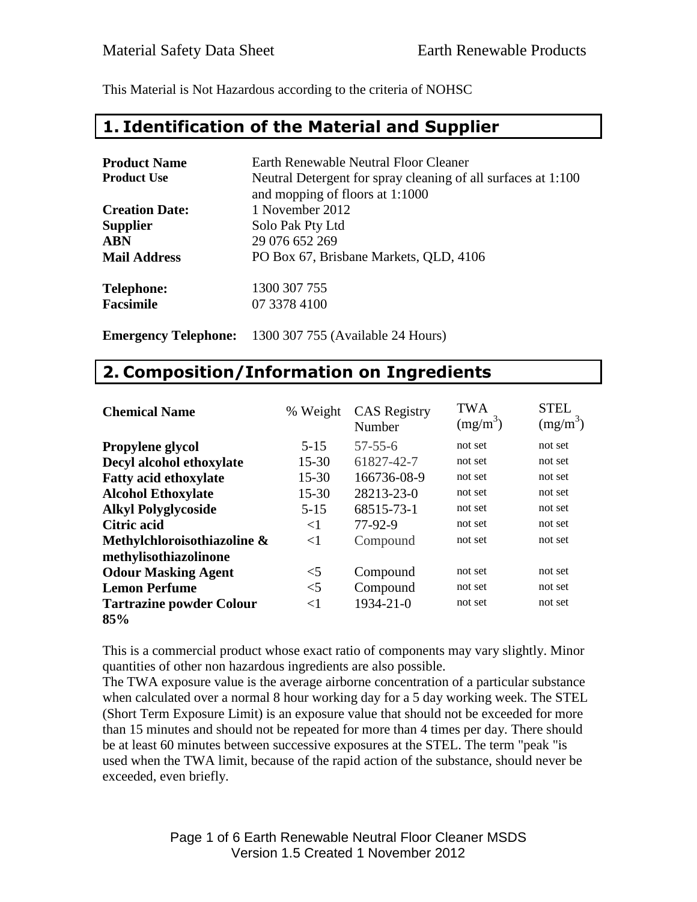This Material is Not Hazardous according to the criteria of NOHSC

## 1. Identification of the Material and Supplier

| | |
|---|---|
| **Product Name** | Earth Renewable Neutral Floor Cleaner |
| **Product Use** | Neutral Detergent for spray cleaning of all surfaces at 1:100 and mopping of floors at 1:1000 |
| **Creation Date:** | 1 November 2012 |
| **Supplier** | Solo Pak Pty Ltd |
| **ABN** | 29 076 652 269 |
| **Mail Address** | PO Box 67, Brisbane Markets, QLD, 4106 |
| **Telephone:** | 1300 307 755 |
| **Facsimile** | 07 3378 4100 |
| **Emergency Telephone:** | 1300 307 755 (Available 24 Hours) |

## 2. Composition/Information on Ingredients

| Chemical Name | % Weight | CAS Registry Number | TWA ($mg/m^3$) | STEL ($mg/m^3$) |
|---|---|---|---|---|
| **Propylene glycol** | 5-15 | 57-55-6 | not set | not set |
| **Decyl alcohol ethoxylate** | 15-30 | 61827-42-7 | not set | not set |
| **Fatty acid ethoxylate** | 15-30 | 166736-08-9 | not set | not set |
| **Alcohol Ethoxylate** | 15-30 | 28213-23-0 | not set | not set |
| **Alkyl Polyglycoside** | 5-15 | 68515-73-1 | not set | not set |
| **Citric acid** | <1 | 77-92-9 | not set | not set |
| **Methylchloroisothiazoline & methylisothiazolinone** | <1 | Compound | not set | not set |
| **Odour Masking Agent** | <5 | Compound | not set | not set |
| **Lemon Perfume** | <5 | Compound | not set | not set |
| **Tartrazine powder Colour 85%** | <1 | 1934-21-0 | not set | not set |

This is a commercial product whose exact ratio of components may vary slightly. Minor quantities of other non hazardous ingredients are also possible.

The TWA exposure value is the average airborne concentration of a particular substance when calculated over a normal 8 hour working day for a 5 day working week. The STEL (Short Term Exposure Limit) is an exposure value that should not be exceeded for more than 15 minutes and should not be repeated for more than 4 times per day. There should be at least 60 minutes between successive exposures at the STEL. The term "peak "is used when the TWA limit, because of the rapid action of the substance, should never be exceeded, even briefly.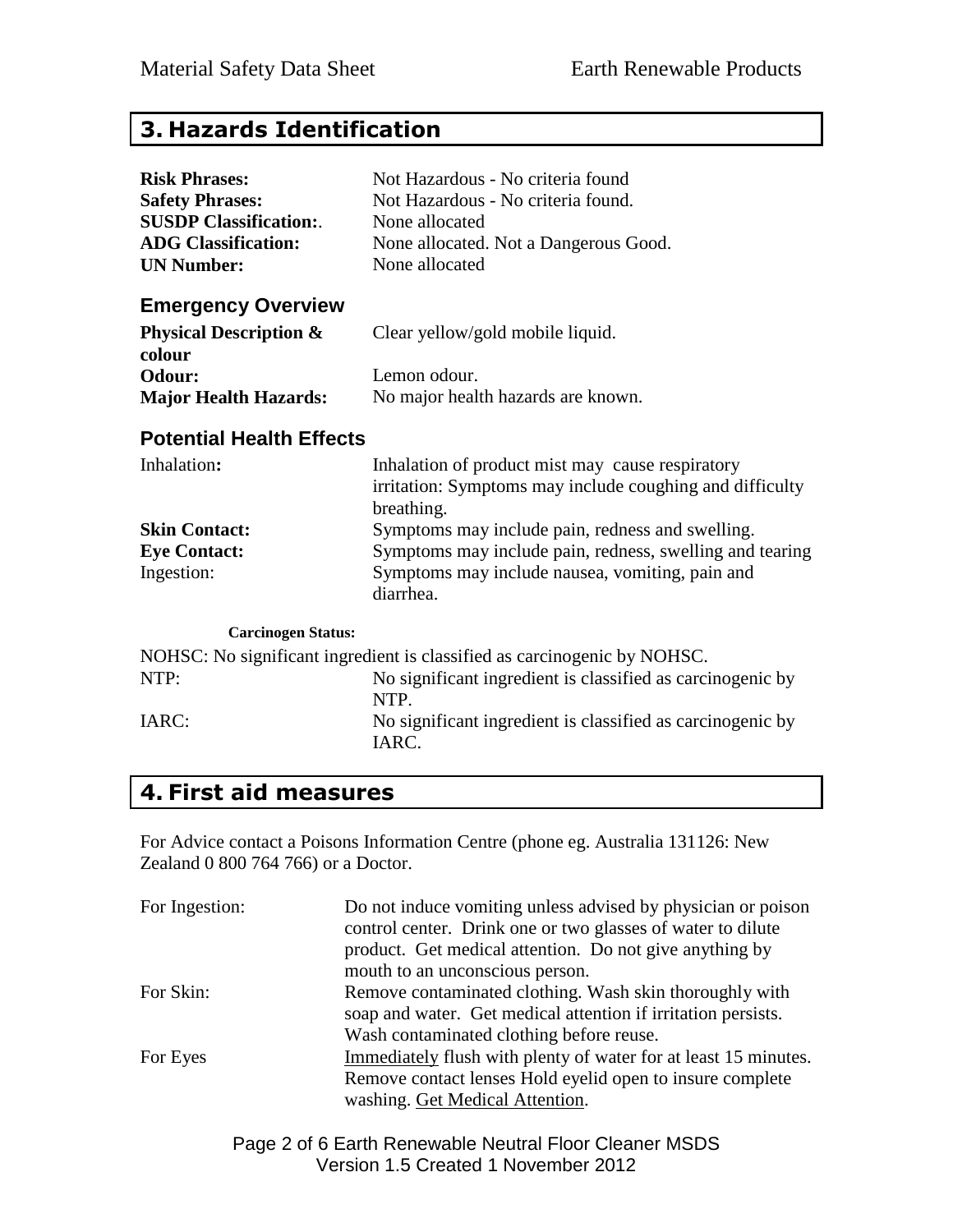## 3. Hazards Identification

| | |
|---|---|
| **Risk Phrases:** | Not Hazardous - No criteria found |
| **Safety Phrases:** | Not Hazardous - No criteria found. |
| **SUSDP Classification:**. | None allocated |
| **ADG Classification:** | None allocated. Not a Dangerous Good. |
| **UN Number:** | None allocated |

### Emergency Overview

| | |
|---|---|
| **Physical Description & colour** | Clear yellow/gold mobile liquid. |
| **Odour:** | Lemon odour. |
| **Major Health Hazards:** | No major health hazards are known. |

### Potential Health Effects

| | |
|---|---|
| Inhalation**:** | Inhalation of product mist may cause respiratory irritation: Symptoms may include coughing and difficulty breathing. |
| **Skin Contact:** | Symptoms may include pain, redness and swelling. |
| **Eye Contact:** | Symptoms may include pain, redness, swelling and tearing |
| Ingestion: | Symptoms may include nausea, vomiting, pain and diarrhea. |

**Carcinogen Status:**

NOHSC: No significant ingredient is classified as carcinogenic by NOHSC.

| | |
|---|---|
| NTP: | No significant ingredient is classified as carcinogenic by NTP. |
| IARC: | No significant ingredient is classified as carcinogenic by IARC. |

## 4. First aid measures

For Advice contact a Poisons Information Centre (phone eg. Australia 131126: New Zealand 0 800 764 766) or a Doctor.

| | |
|---|---|
| For Ingestion: | Do not induce vomiting unless advised by physician or poison control center. Drink one or two glasses of water to dilute product. Get medical attention. Do not give anything by mouth to an unconscious person. |
| For Skin: | Remove contaminated clothing. Wash skin thoroughly with soap and water. Get medical attention if irritation persists. Wash contaminated clothing before reuse. |
| For Eyes | Immediately flush with plenty of water for at least 15 minutes. Remove contact lenses Hold eyelid open to insure complete washing. Get Medical Attention. |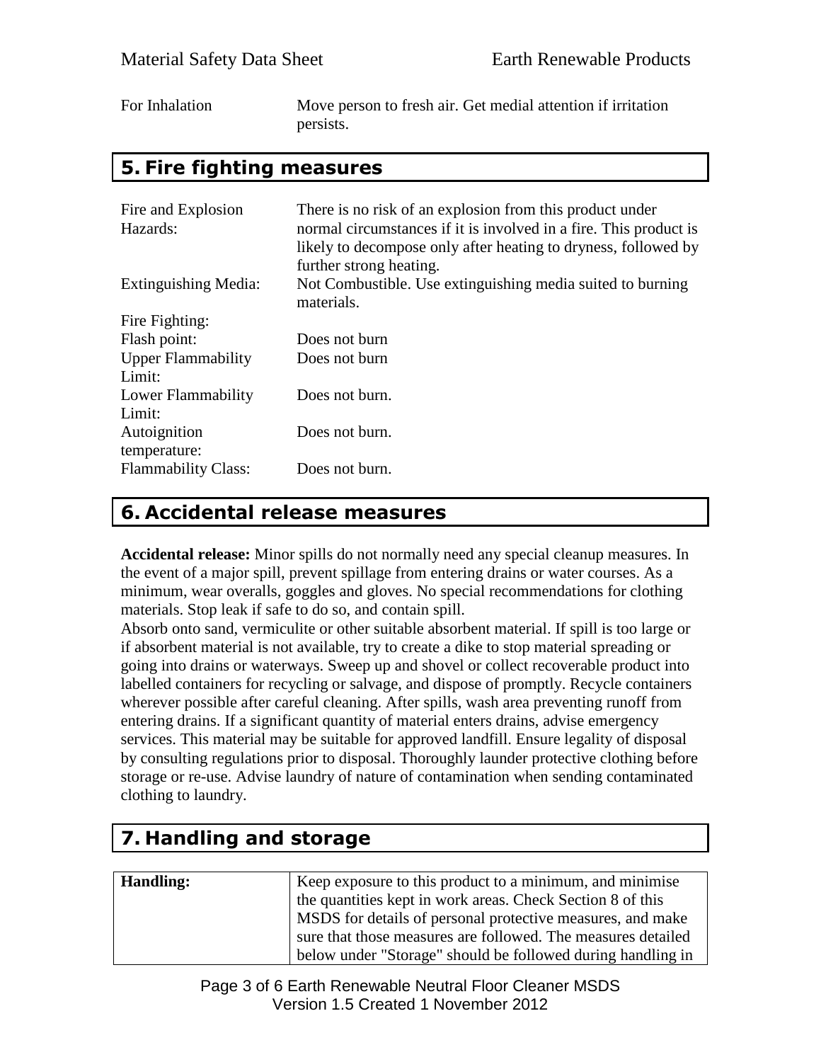| | |
|---|---|
| For Inhalation | Move person to fresh air. Get medial attention if irritation persists. |

## 5. Fire fighting measures

| | |
|---|---|
| Fire and Explosion Hazards: | There is no risk of an explosion from this product under normal circumstances if it is involved in a fire. This product is likely to decompose only after heating to dryness, followed by further strong heating. |
| Extinguishing Media: | Not Combustible. Use extinguishing media suited to burning materials. |
| Fire Fighting: | |
| Flash point: | Does not burn |
| Upper Flammability Limit: | Does not burn |
| Lower Flammability Limit: | Does not burn. |
| Autoignition temperature: | Does not burn. |
| Flammability Class: | Does not burn. |

## 6. Accidental release measures

**Accidental release:** Minor spills do not normally need any special cleanup measures. In the event of a major spill, prevent spillage from entering drains or water courses. As a minimum, wear overalls, goggles and gloves. No special recommendations for clothing materials. Stop leak if safe to do so, and contain spill.
Absorb onto sand, vermiculite or other suitable absorbent material. If spill is too large or if absorbent material is not available, try to create a dike to stop material spreading or going into drains or waterways. Sweep up and shovel or collect recoverable product into labelled containers for recycling or salvage, and dispose of promptly. Recycle containers wherever possible after careful cleaning. After spills, wash area preventing runoff from entering drains. If a significant quantity of material enters drains, advise emergency services. This material may be suitable for approved landfill. Ensure legality of disposal by consulting regulations prior to disposal. Thoroughly launder protective clothing before storage or re-use. Advise laundry of nature of contamination when sending contaminated clothing to laundry.

## 7. Handling and storage

| | |
|---|---|
| **Handling:** | Keep exposure to this product to a minimum, and minimise the quantities kept in work areas. Check Section 8 of this MSDS for details of personal protective measures, and make sure that those measures are followed. The measures detailed below under "Storage" should be followed during handling in |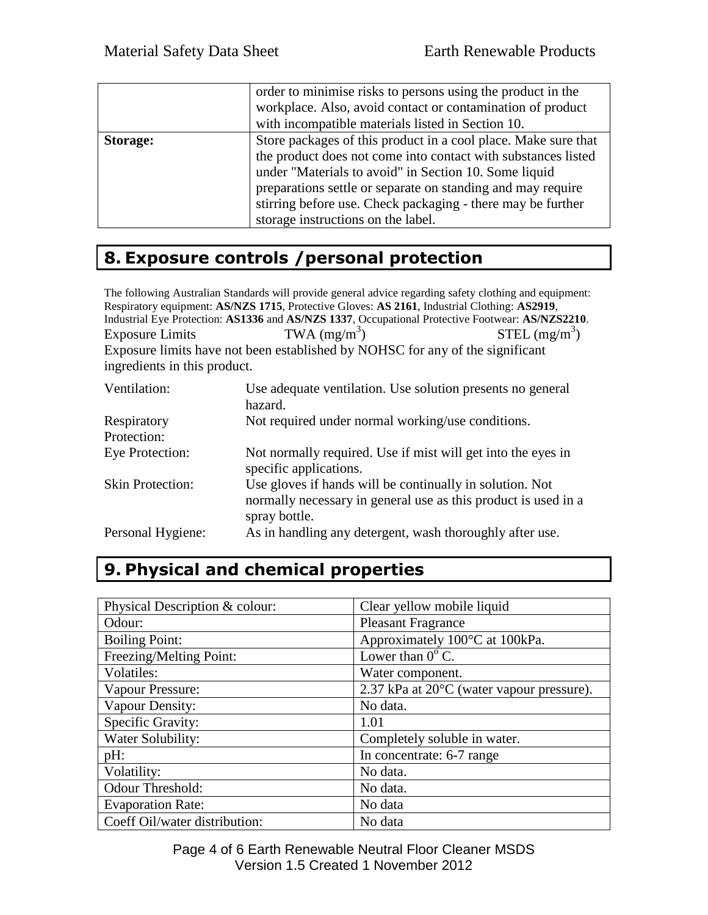| | |
|---|---|
| | order to minimise risks to persons using the product in the workplace. Also, avoid contact or contamination of product with incompatible materials listed in Section 10. |
| **Storage:** | Store packages of this product in a cool place. Make sure that the product does not come into contact with substances listed under "Materials to avoid" in Section 10. Some liquid preparations settle or separate on standing and may require stirring before use. Check packaging - there may be further storage instructions on the label. |

## 8. Exposure controls /personal protection

The following Australian Standards will provide general advice regarding safety clothing and equipment: Respiratory equipment: **AS/NZS 1715**, Protective Gloves: **AS 2161**, Industrial Clothing: **AS2919**, Industrial Eye Protection: **AS1336** and **AS/NZS 1337**, Occupational Protective Footwear: **AS/NZS2210**.

Exposure Limits TWA ($mg/m^3$) STEL ($mg/m^3$)

Exposure limits have not been established by NOHSC for any of the significant ingredients in this product.

| | |
|---|---|
| Ventilation: | Use adequate ventilation. Use solution presents no general hazard. |
| Respiratory Protection: | Not required under normal working/use conditions. |
| Eye Protection: | Not normally required. Use if mist will get into the eyes in specific applications. |
| Skin Protection: | Use gloves if hands will be continually in solution. Not normally necessary in general use as this product is used in a spray bottle. |
| Personal Hygiene: | As in handling any detergent, wash thoroughly after use. |

## 9. Physical and chemical properties

| | |
|---|---|
| Physical Description & colour: | Clear yellow mobile liquid |
| Odour: | Pleasant Fragrance |
| Boiling Point: | Approximately 100°C at 100kPa. |
| Freezing/Melting Point: | Lower than $0^o$ C. |
| Volatiles: | Water component. |
| Vapour Pressure: | 2.37 kPa at 20°C (water vapour pressure). |
| Vapour Density: | No data. |
| Specific Gravity: | 1.01 |
| Water Solubility: | Completely soluble in water. |
| pH: | In concentrate: 6-7 range |
| Volatility: | No data. |
| Odour Threshold: | No data. |
| Evaporation Rate: | No data |
| Coeff Oil/water distribution: | No data |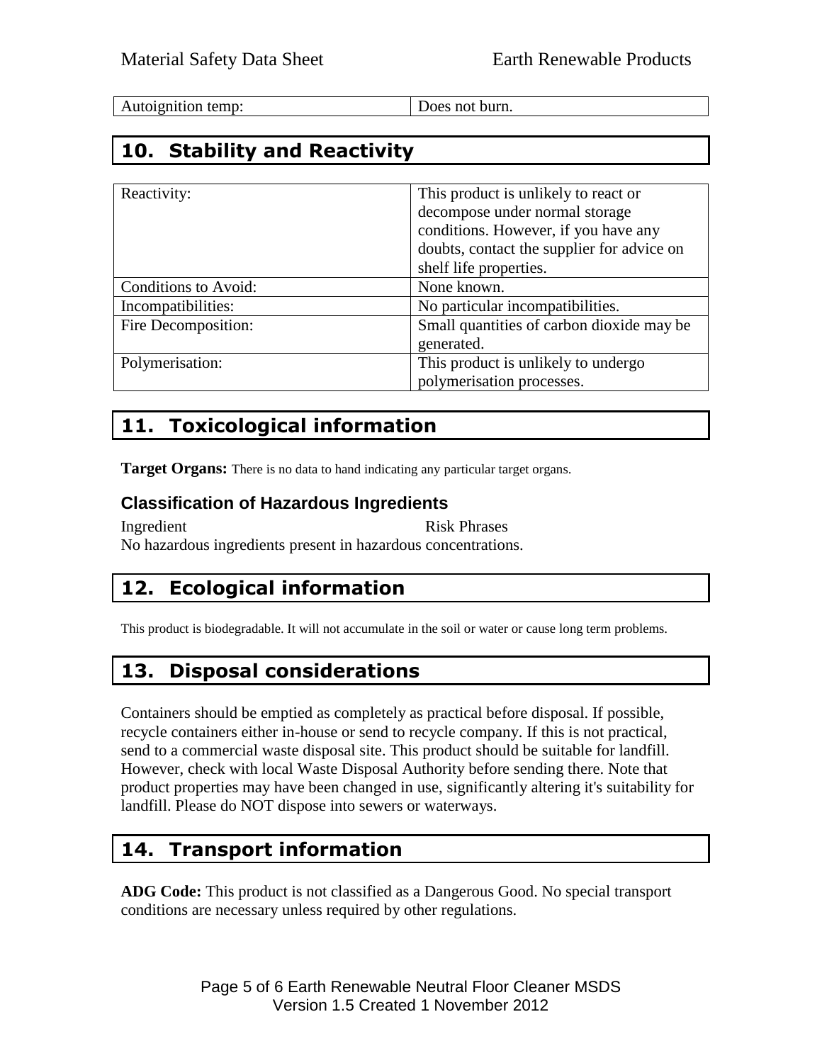| Autoignition temp: | Does not burn. |
|---|---|

## 10. Stability and Reactivity

| Reactivity: | This product is unlikely to react or decompose under normal storage conditions. However, if you have any doubts, contact the supplier for advice on shelf life properties. |
|---|---|
| Conditions to Avoid: | None known. |
| Incompatibilities: | No particular incompatibilities. |
| Fire Decomposition: | Small quantities of carbon dioxide may be generated. |
| Polymerisation: | This product is unlikely to undergo polymerisation processes. |

## 11. Toxicological information

**Target Organs:** There is no data to hand indicating any particular target organs.

### Classification of Hazardous Ingredients

Ingredient Risk Phrases
No hazardous ingredients present in hazardous concentrations.

## 12. Ecological information

This product is biodegradable. It will not accumulate in the soil or water or cause long term problems.

## 13. Disposal considerations

Containers should be emptied as completely as practical before disposal. If possible, recycle containers either in-house or send to recycle company. If this is not practical, send to a commercial waste disposal site. This product should be suitable for landfill. However, check with local Waste Disposal Authority before sending there. Note that product properties may have been changed in use, significantly altering it's suitability for landfill. Please do NOT dispose into sewers or waterways.

## 14. Transport information

**ADG Code:** This product is not classified as a Dangerous Good. No special transport conditions are necessary unless required by other regulations.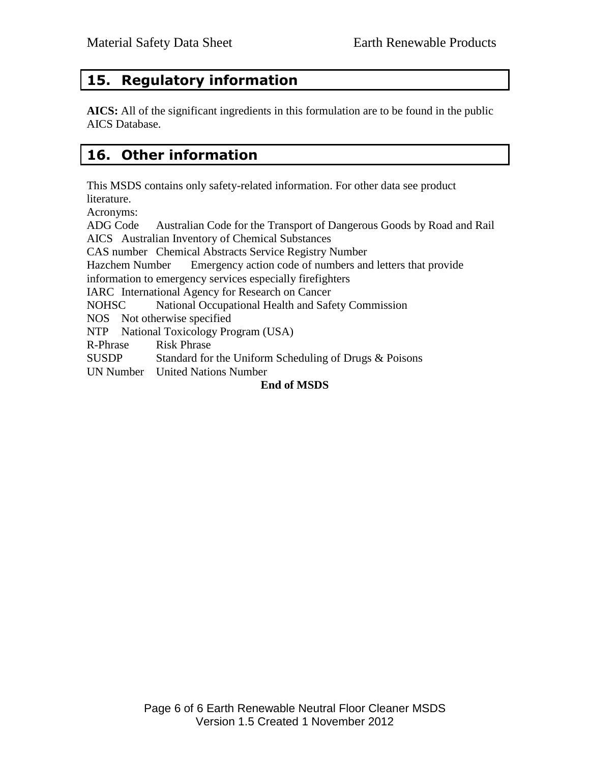## 15. Regulatory information

**AICS:** All of the significant ingredients in this formulation are to be found in the public AICS Database.

## 16. Other information

This MSDS contains only safety-related information. For other data see product literature.

Acronyms:

ADG Code Australian Code for the Transport of Dangerous Goods by Road and Rail
AICS Australian Inventory of Chemical Substances
CAS number Chemical Abstracts Service Registry Number
Hazchem Number Emergency action code of numbers and letters that provide information to emergency services especially firefighters
IARC International Agency for Research on Cancer
NOHSC National Occupational Health and Safety Commission
NOS Not otherwise specified
NTP National Toxicology Program (USA)
R-Phrase Risk Phrase
SUSDP Standard for the Uniform Scheduling of Drugs & Poisons
UN Number United Nations Number

**End of MSDS**